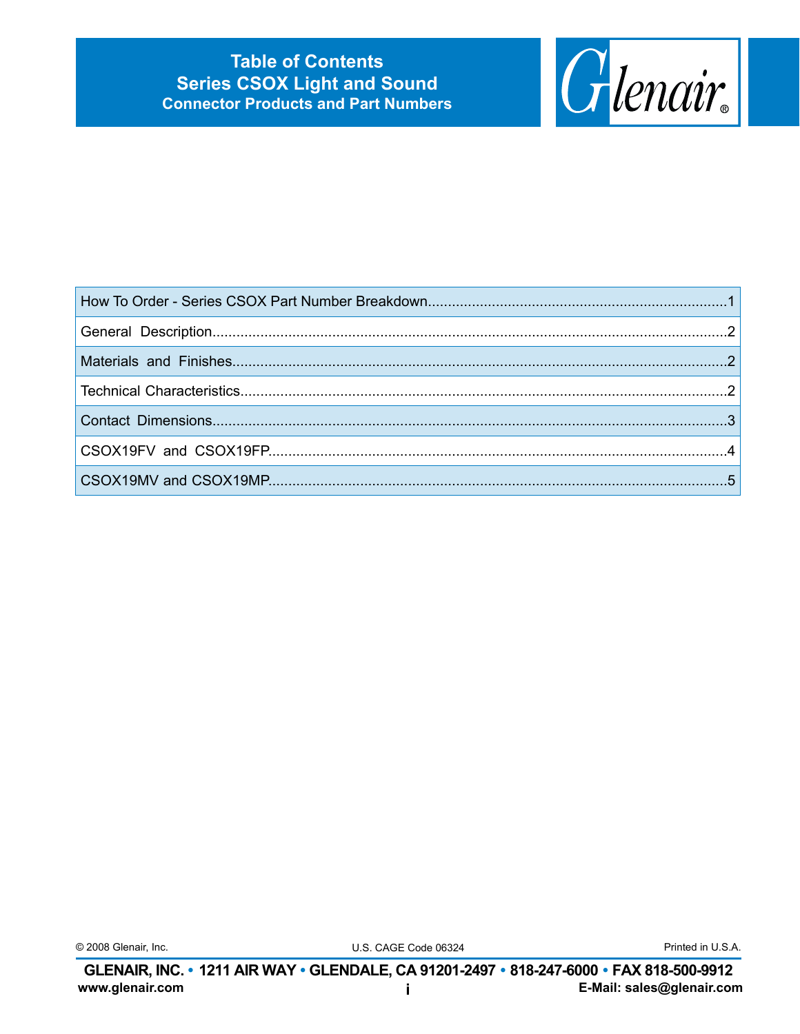# Table of Contents
## Series CSOX Light and Sound
### Connector Products and Part Numbers

Glenair®

| Section | Page |
|---|---|
| How To Order - Series CSOX Part Number Breakdown | 1 |
| General Description | 2 |
| Materials and Finishes | 2 |
| Technical Characteristics | 2 |
| Contact Dimensions | 3 |
| CSOX19FV and CSOX19FP | 4 |
| CSOX19MV and CSOX19MP | 5 |

© 2008 Glenair, Inc. U.S. CAGE Code 06324 Printed in U.S.A.

**GLENAIR, INC. • 1211 AIR WAY • GLENDALE, CA 91201-2497 • 818-247-6000 • FAX 818-500-9912**

**www.glenair.com** **E-Mail: sales@glenair.com**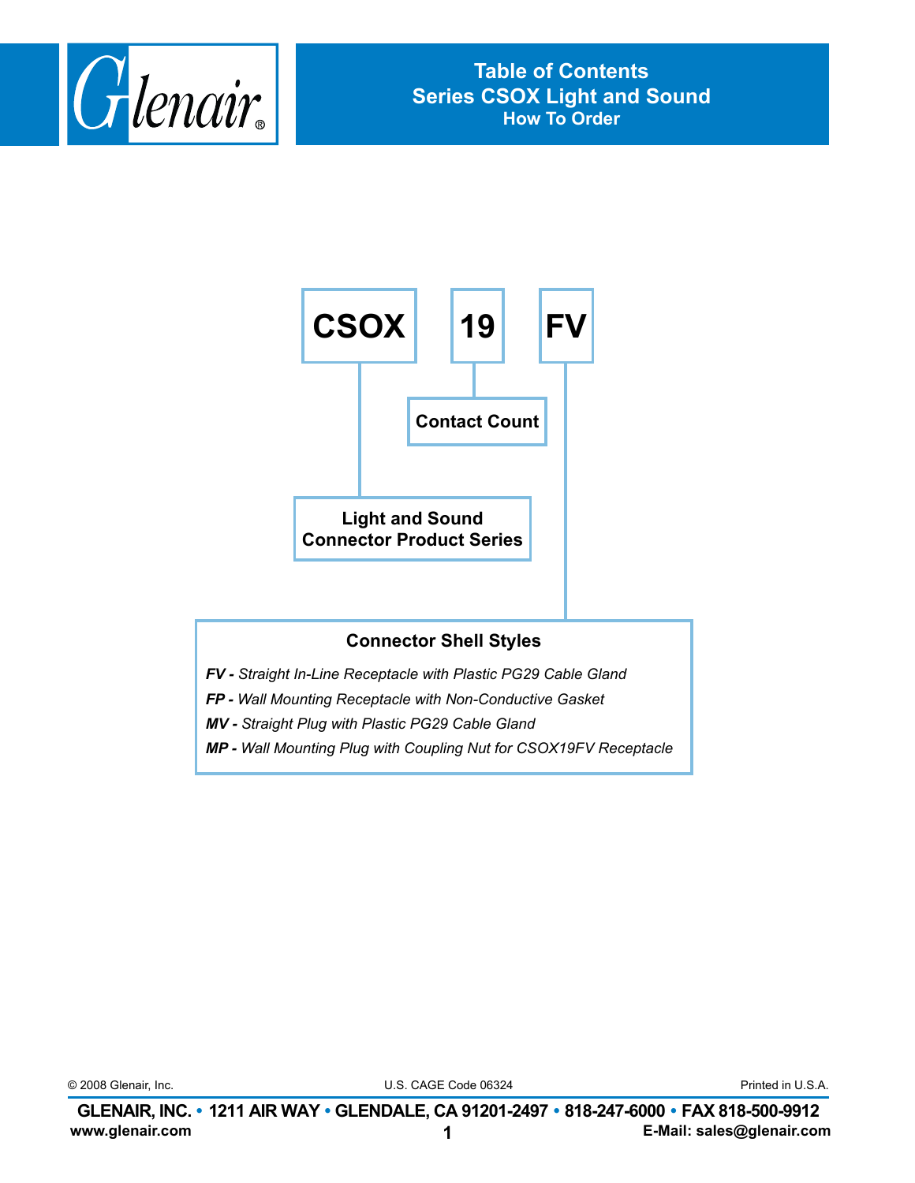# Table of Contents
## Series CSOX Light and Sound
### How To Order

**CSOX** **19** **FV**

- **CSOX** — Light and Sound Connector Product Series
- **19** — Contact Count
- **FV** — Connector Shell Styles

**Connector Shell Styles**

***FV -*** *Straight In-Line Receptacle with Plastic PG29 Cable Gland*

***FP -*** *Wall Mounting Receptacle with Non-Conductive Gasket*

***MV -*** *Straight Plug with Plastic PG29 Cable Gland*

***MP -*** *Wall Mounting Plug with Coupling Nut for CSOX19FV Receptacle*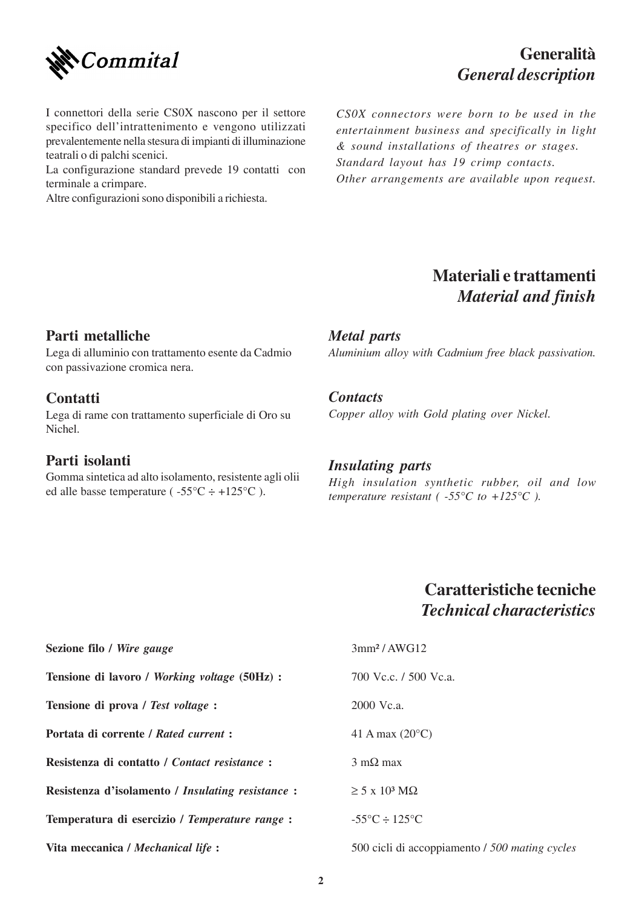Commital

## Generalità
## *General description*

I connettori della serie CS0X nascono per il settore specifico dell'intrattenimento e vengono utilizzati prevalentemente nella stesura di impianti di illuminazione teatrali o di palchi scenici.
La configurazione standard prevede 19 contatti con terminale a crimpare.
Altre configurazioni sono disponibili a richiesta.

*CS0X connectors were born to be used in the entertainment business and specifically in light & sound installations of theatres or stages.*
*Standard layout has 19 crimp contacts.*
*Other arrangements are available upon request.*

## Materiali e trattamenti
## *Material and finish*

### Parti metalliche
Lega di alluminio con trattamento esente da Cadmio con passivazione cromica nera.

### *Metal parts*
*Aluminium alloy with Cadmium free black passivation.*

### Contatti
Lega di rame con trattamento superficiale di Oro su Nichel.

### *Contacts*
*Copper alloy with Gold plating over Nickel.*

### Parti isolanti
Gomma sintetica ad alto isolamento, resistente agli olii ed alle basse temperature ( -55°C ÷ +125°C ).

### *Insulating parts*
*High insulation synthetic rubber, oil and low temperature resistant ( -55°C to +125°C ).*

## Caratteristiche tecniche
## *Technical characteristics*

| | |
|---|---|
| **Sezione filo / *Wire gauge*** | 3mm² / AWG12 |
| **Tensione di lavoro / *Working voltage* (50Hz) :** | 700 Vc.c. / 500 Vc.a. |
| **Tensione di prova / *Test voltage* :** | 2000 Vc.a. |
| **Portata di corrente / *Rated current* :** | 41 A max (20°C) |
| **Resistenza di contatto / *Contact resistance* :** | 3 mΩ max |
| **Resistenza d'isolamento / *Insulating resistance* :** | ≥ 5 x $10^3$ MΩ |
| **Temperatura di esercizio / *Temperature range* :** | -55°C ÷ 125°C |
| **Vita meccanica / *Mechanical life* :** | 500 cicli di accoppiamento / *500 mating cycles* |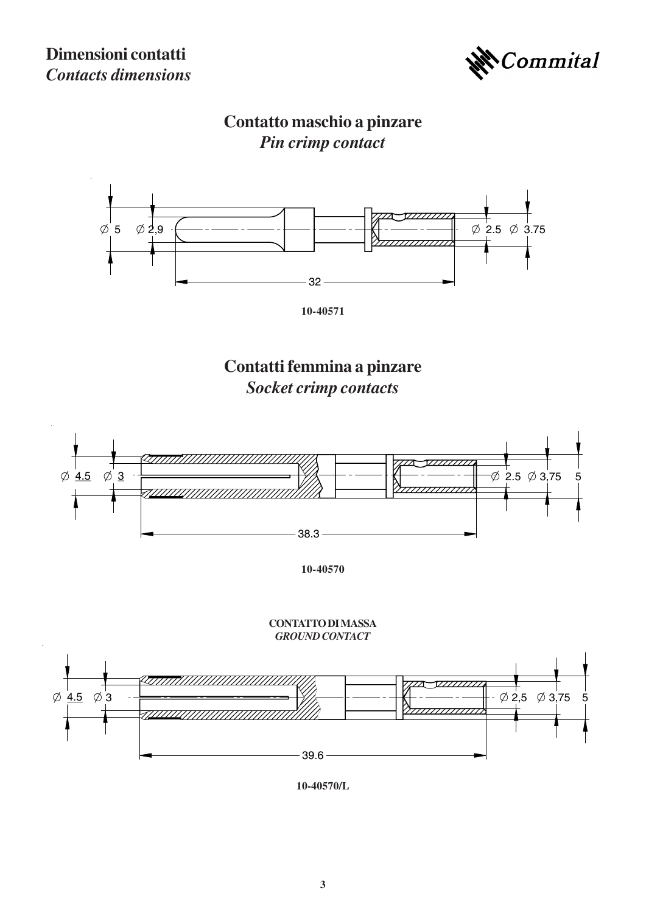# Dimensioni contatti
*Contacts dimensions*

## Contatto maschio a pinzare
*Pin crimp contact*

∅ 5 ∅ 2,9 ∅ 2.5 ∅ 3.75

32

**10-40571**

## Contatti femmina a pinzare
*Socket crimp contacts*

∅ 4.5 ∅ 3 ∅ 2.5 ∅ 3,75 5

38.3

**10-40570**

**CONTATTO DI MASSA**
***GROUND CONTACT***

∅ 4.5 ∅ 3 ∅ 2,5 ∅ 3,75 5

39.6

**10-40570/L**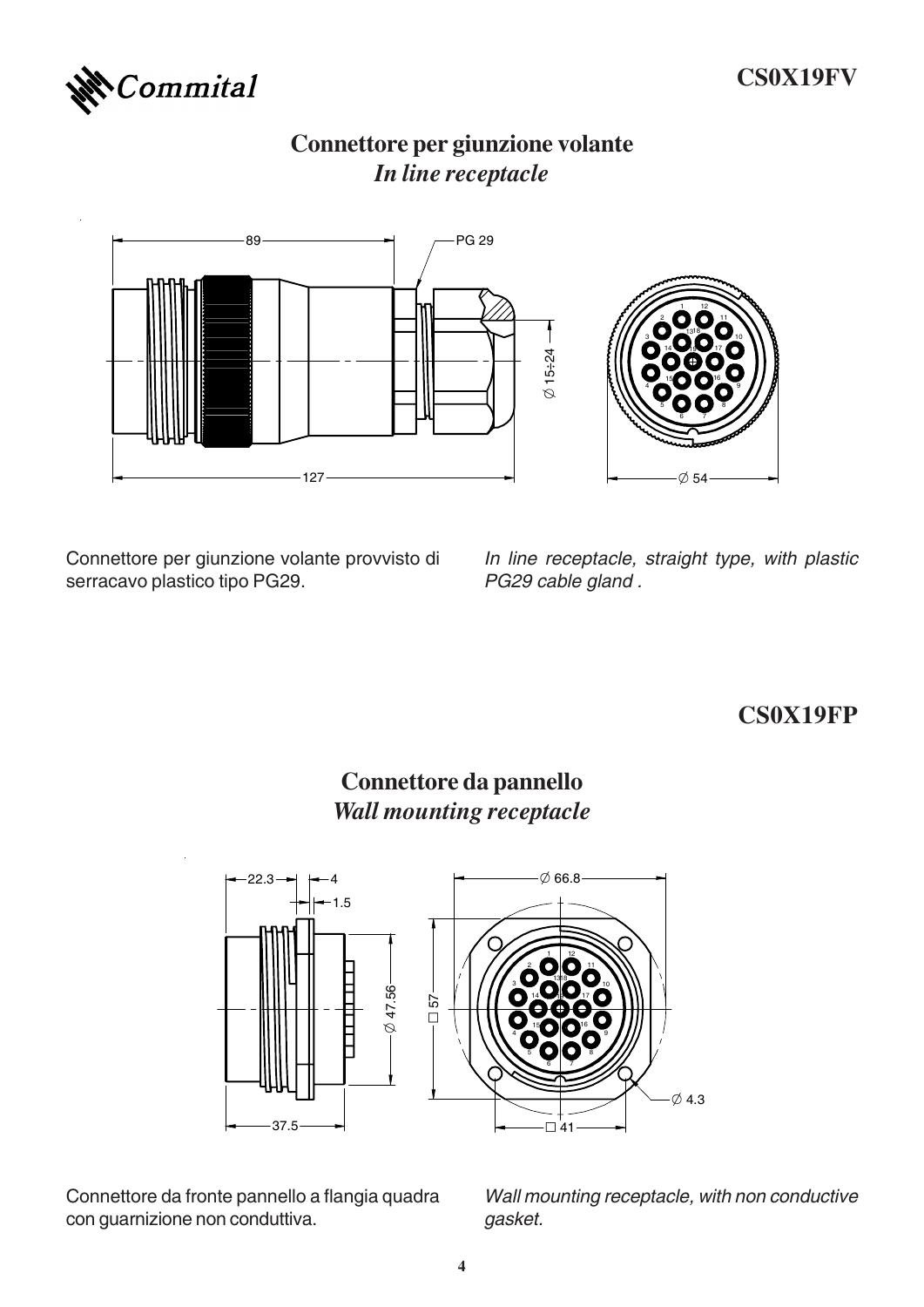## CS0X19FV

### Connettore per giunzione volante
### *In line receptacle*

Connettore per giunzione volante provvisto di serracavo plastico tipo PG29.

*In line receptacle, straight type, with plastic PG29 cable gland .*

## CS0X19FP

### Connettore da pannello
### *Wall mounting receptacle*

Connettore da fronte pannello a flangia quadra con guarnizione non conduttiva.

*Wall mounting receptacle, with non conductive gasket.*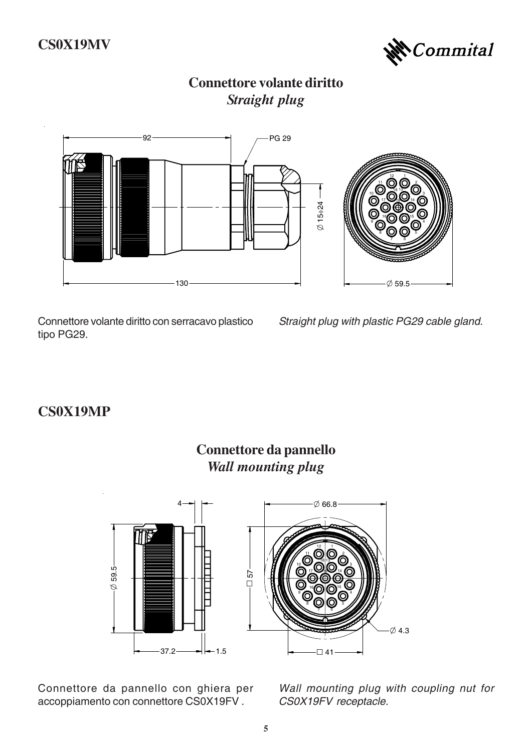# CS0X19MV

## Connettore volante diritto
### *Straight plug*

92

PG 29

Ø 15÷24

130

Ø 59.5

Connettore volante diritto con serracavo plastico tipo PG29.

*Straight plug with plastic PG29 cable gland.*

# CS0X19MP

## Connettore da pannello
### *Wall mounting plug*

4

Ø 66.8

Ø 59.5

□ 57

Ø 4.3

37.2

1.5

□ 41

Connettore da pannello con ghiera per accoppiamento con connettore CS0X19FV .

*Wall mounting plug with coupling nut for CS0X19FV receptacle.*